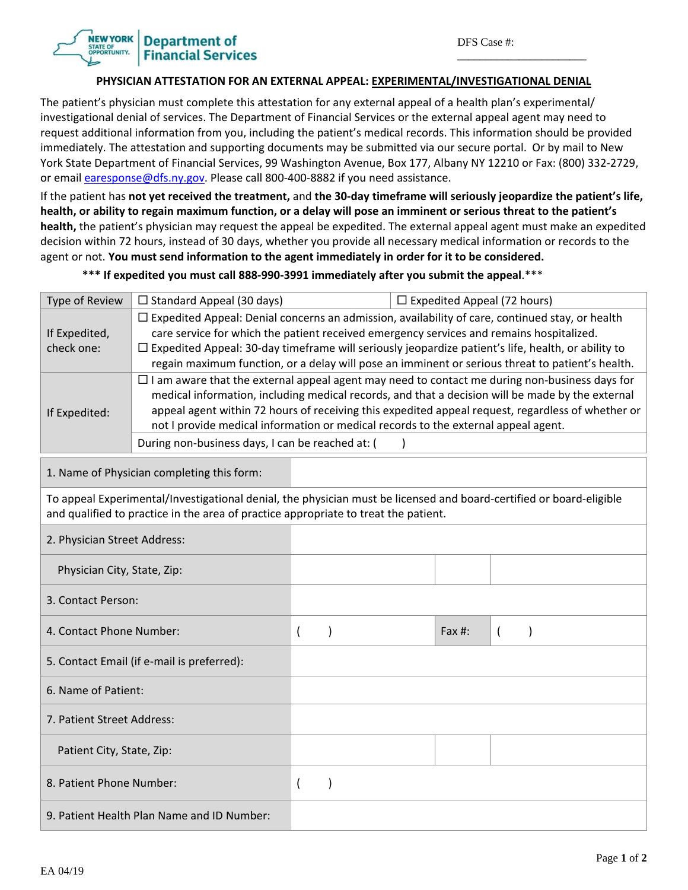NEW YORK STATE OF OPPORTUNITY. | Department of Financial Services

DFS Case #: ______________________

## PHYSICIAN ATTESTATION FOR AN EXTERNAL APPEAL: EXPERIMENTAL/INVESTIGATIONAL DENIAL

The patient's physician must complete this attestation for any external appeal of a health plan's experimental/ investigational denial of services. The Department of Financial Services or the external appeal agent may need to request additional information from you, including the patient's medical records. This information should be provided immediately. The attestation and supporting documents may be submitted via our secure portal. Or by mail to New York State Department of Financial Services, 99 Washington Avenue, Box 177, Albany NY 12210 or Fax: (800) 332-2729, or email earesponse@dfs.ny.gov. Please call 800-400-8882 if you need assistance.

If the patient has **not yet received the treatment,** and **the 30-day timeframe will seriously jeopardize the patient's life, health, or ability to regain maximum function, or a delay will pose an imminent or serious threat to the patient's health,** the patient's physician may request the appeal be expedited. The external appeal agent must make an expedited decision within 72 hours, instead of 30 days, whether you provide all necessary medical information or records to the agent or not. **You must send information to the agent immediately in order for it to be considered.**

**\*\*\* If expedited you must call 888-990-3991 immediately after you submit the appeal**.\*\*\*

| Type of Review | ☐ Standard Appeal (30 days) | ☐ Expedited Appeal (72 hours) |
|---|---|---|
| If Expedited, check one: | ☐ Expedited Appeal: Denial concerns an admission, availability of care, continued stay, or health care service for which the patient received emergency services and remains hospitalized.<br>☐ Expedited Appeal: 30-day timeframe will seriously jeopardize patient's life, health, or ability to regain maximum function, or a delay will pose an imminent or serious threat to patient's health. | |
| If Expedited: | ☐ I am aware that the external appeal agent may need to contact me during non-business days for medical information, including medical records, and that a decision will be made by the external appeal agent within 72 hours of receiving this expedited appeal request, regardless of whether or not I provide medical information or medical records to the external appeal agent. | |
| | During non-business days, I can be reached at: (     ) | |

| | | | |
|---|---|---|---|
| 1. Name of Physician completing this form: | | | |
| To appeal Experimental/Investigational denial, the physician must be licensed and board-certified or board-eligible and qualified to practice in the area of practice appropriate to treat the patient. | | | |
| 2. Physician Street Address: | | | |
| Physician City, State, Zip: | | | |
| 3. Contact Person: | | | |
| 4. Contact Phone Number: | (     ) | Fax #: | (     ) |
| 5. Contact Email (if e-mail is preferred): | | | |
| 6. Name of Patient: | | | |
| 7. Patient Street Address: | | | |
| Patient City, State, Zip: | | | |
| 8. Patient Phone Number: | (     ) | | |
| 9. Patient Health Plan Name and ID Number: | | | |

EA 04/19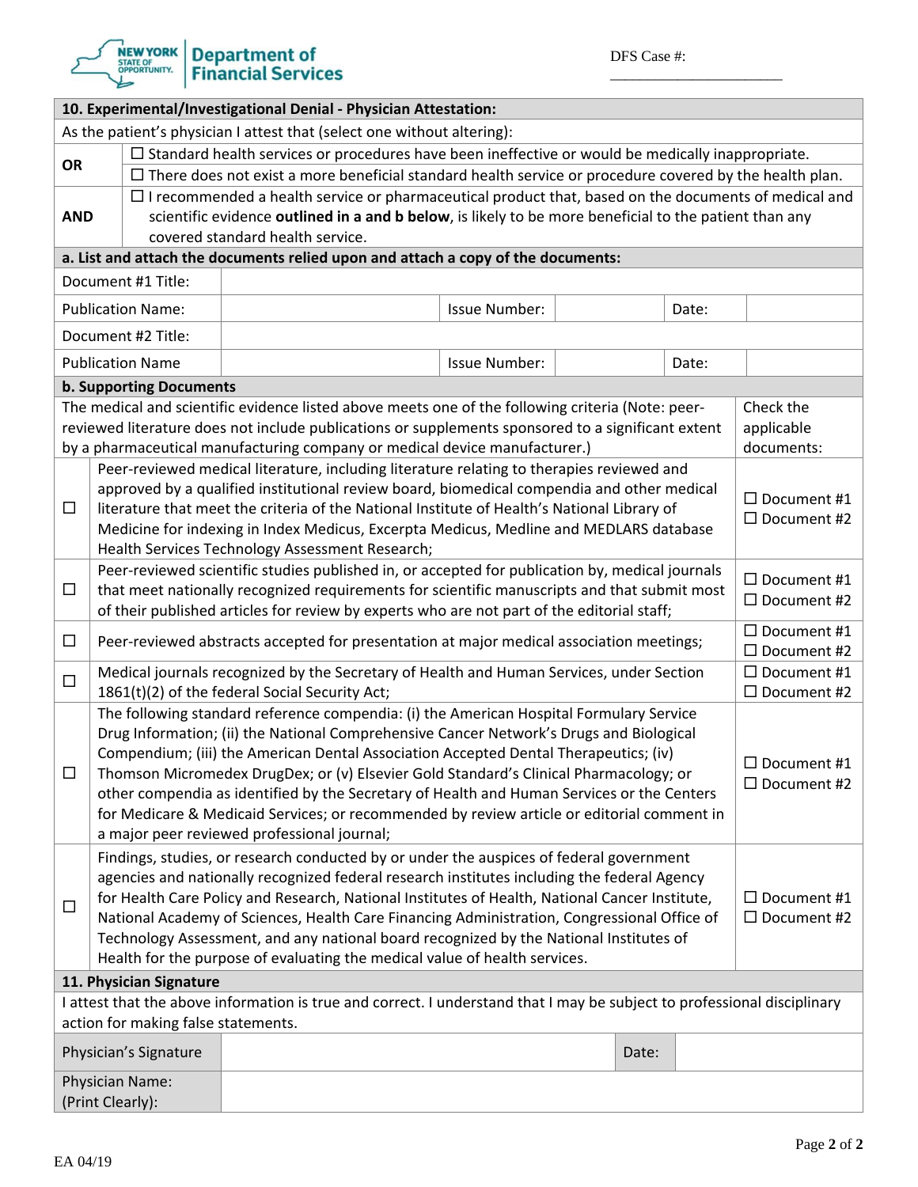DFS Case #: ______________________

| **10. Experimental/Investigational Denial - Physician Attestation:** | |
|---|---|
| As the patient's physician I attest that (select one without altering): | |
| **OR** | ☐ Standard health services or procedures have been ineffective or would be medically inappropriate. |
| | ☐ There does not exist a more beneficial standard health service or procedure covered by the health plan. |
| **AND** | ☐ I recommended a health service or pharmaceutical product that, based on the documents of medical and scientific evidence **outlined in a and b below**, is likely to be more beneficial to the patient than any covered standard health service. |

**a. List and attach the documents relied upon and attach a copy of the documents:**

| | | | | | |
|---|---|---|---|---|---|
| Document #1 Title: | | | | | |
| Publication Name: | | Issue Number: | | Date: | |
| Document #2 Title: | | | | | |
| Publication Name | | Issue Number: | | Date: | |

**b. Supporting Documents**

| | The medical and scientific evidence listed above meets one of the following criteria (Note: peer-reviewed literature does not include publications or supplements sponsored to a significant extent by a pharmaceutical manufacturing company or medical device manufacturer.) | Check the applicable documents: |
|---|---|---|
| ☐ | Peer-reviewed medical literature, including literature relating to therapies reviewed and approved by a qualified institutional review board, biomedical compendia and other medical literature that meet the criteria of the National Institute of Health's National Library of Medicine for indexing in Index Medicus, Excerpta Medicus, Medline and MEDLARS database Health Services Technology Assessment Research; | ☐ Document #1 ☐ Document #2 |
| ☐ | Peer-reviewed scientific studies published in, or accepted for publication by, medical journals that meet nationally recognized requirements for scientific manuscripts and that submit most of their published articles for review by experts who are not part of the editorial staff; | ☐ Document #1 ☐ Document #2 |
| ☐ | Peer-reviewed abstracts accepted for presentation at major medical association meetings; | ☐ Document #1 ☐ Document #2 |
| ☐ | Medical journals recognized by the Secretary of Health and Human Services, under Section 1861(t)(2) of the federal Social Security Act; | ☐ Document #1 ☐ Document #2 |
| ☐ | The following standard reference compendia: (i) the American Hospital Formulary Service Drug Information; (ii) the National Comprehensive Cancer Network's Drugs and Biological Compendium; (iii) the American Dental Association Accepted Dental Therapeutics; (iv) Thomson Micromedex DrugDex; or (v) Elsevier Gold Standard's Clinical Pharmacology; or other compendia as identified by the Secretary of Health and Human Services or the Centers for Medicare & Medicaid Services; or recommended by review article or editorial comment in a major peer reviewed professional journal; | ☐ Document #1 ☐ Document #2 |
| ☐ | Findings, studies, or research conducted by or under the auspices of federal government agencies and nationally recognized federal research institutes including the federal Agency for Health Care Policy and Research, National Institutes of Health, National Cancer Institute, National Academy of Sciences, Health Care Financing Administration, Congressional Office of Technology Assessment, and any national board recognized by the National Institutes of Health for the purpose of evaluating the medical value of health services. | ☐ Document #1 ☐ Document #2 |

**11. Physician Signature**

I attest that the above information is true and correct. I understand that I may be subject to professional disciplinary action for making false statements.

| | | | |
|---|---|---|---|
| Physician's Signature | | Date: | |
| Physician Name: (Print Clearly): | | | |

EA 04/19